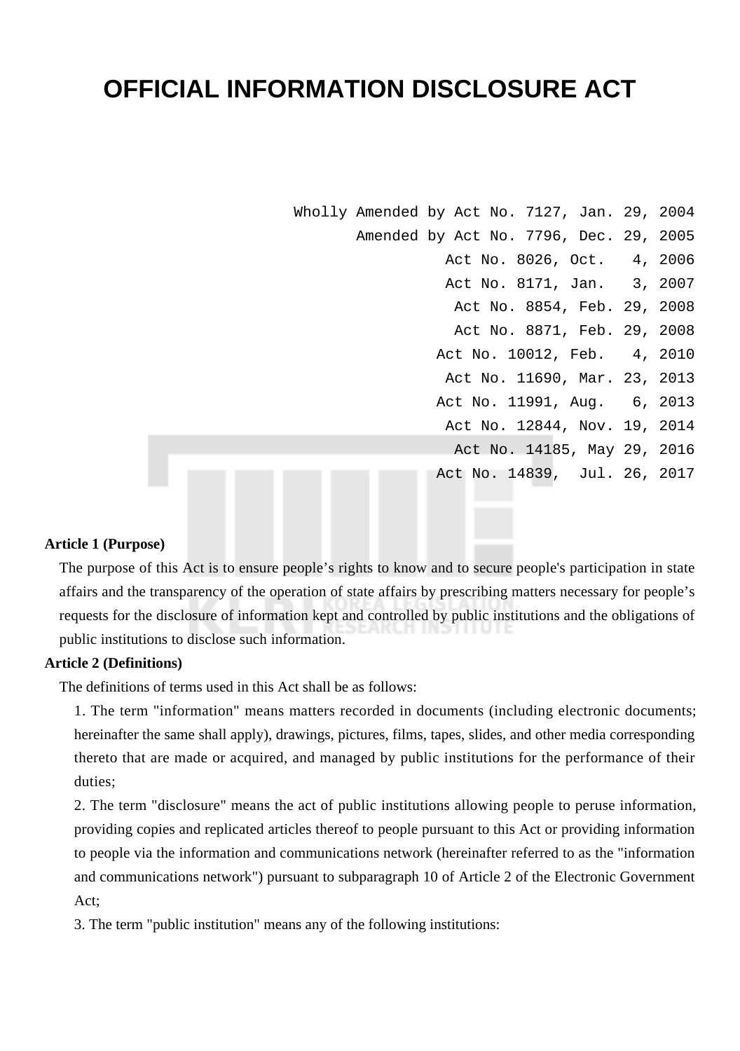# OFFICIAL INFORMATION DISCLOSURE ACT

Wholly Amended by Act No. 7127, Jan. 29, 2004
Amended by Act No. 7796, Dec. 29, 2005
Act No. 8026, Oct. 4, 2006
Act No. 8171, Jan. 3, 2007
Act No. 8854, Feb. 29, 2008
Act No. 8871, Feb. 29, 2008
Act No. 10012, Feb. 4, 2010
Act No. 11690, Mar. 23, 2013
Act No. 11991, Aug. 6, 2013
Act No. 12844, Nov. 19, 2014
Act No. 14185, May 29, 2016
Act No. 14839, Jul. 26, 2017

**Article 1 (Purpose)**

The purpose of this Act is to ensure people's rights to know and to secure people's participation in state affairs and the transparency of the operation of state affairs by prescribing matters necessary for people's requests for the disclosure of information kept and controlled by public institutions and the obligations of public institutions to disclose such information.

**Article 2 (Definitions)**

The definitions of terms used in this Act shall be as follows:

1. The term "information" means matters recorded in documents (including electronic documents; hereinafter the same shall apply), drawings, pictures, films, tapes, slides, and other media corresponding thereto that are made or acquired, and managed by public institutions for the performance of their duties;

2. The term "disclosure" means the act of public institutions allowing people to peruse information, providing copies and replicated articles thereof to people pursuant to this Act or providing information to people via the information and communications network (hereinafter referred to as the "information and communications network") pursuant to subparagraph 10 of Article 2 of the Electronic Government Act;

3. The term "public institution" means any of the following institutions: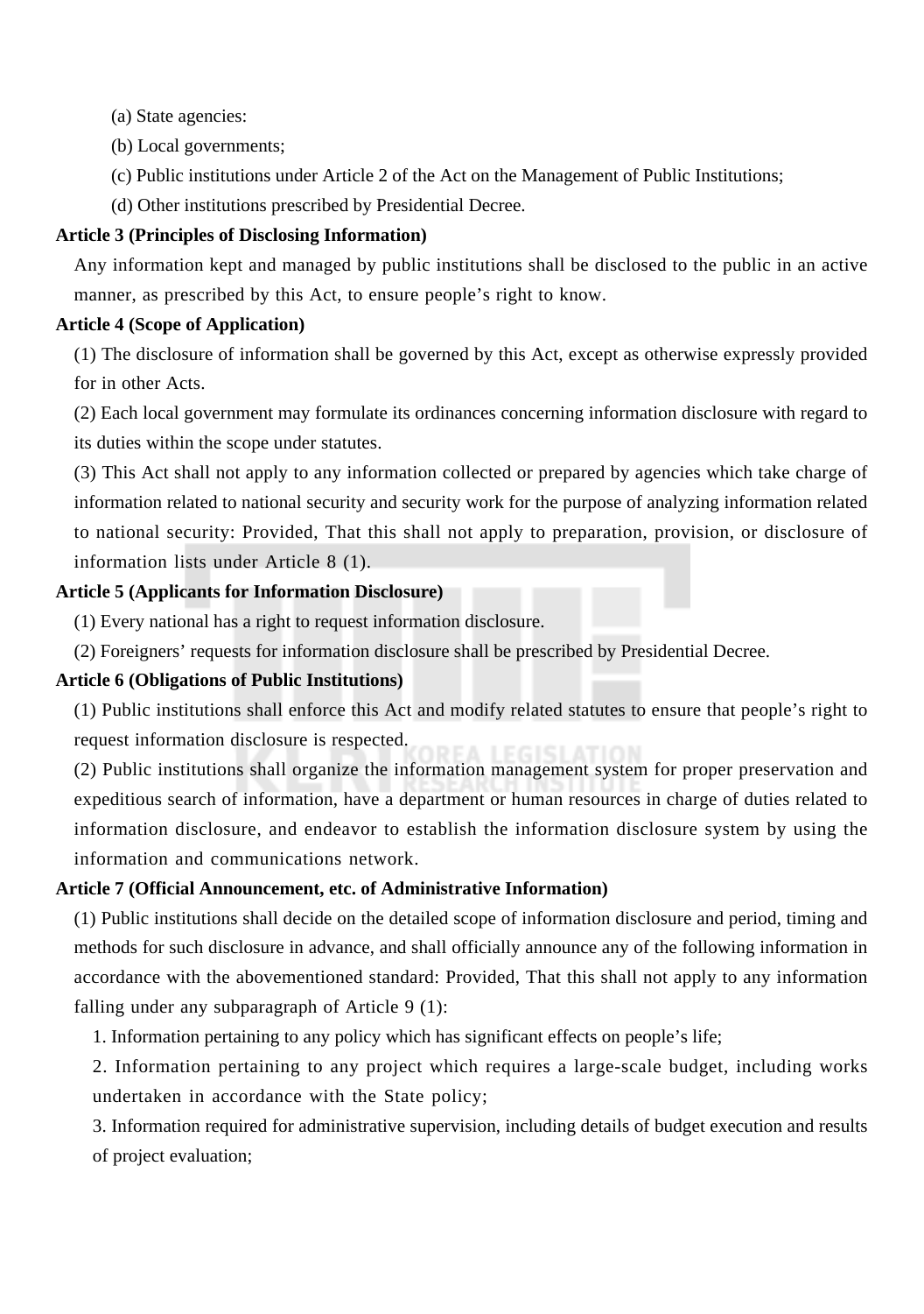(a) State agencies:

(b) Local governments;

(c) Public institutions under Article 2 of the Act on the Management of Public Institutions;

(d) Other institutions prescribed by Presidential Decree.

**Article 3 (Principles of Disclosing Information)**

Any information kept and managed by public institutions shall be disclosed to the public in an active manner, as prescribed by this Act, to ensure people's right to know.

**Article 4 (Scope of Application)**

(1) The disclosure of information shall be governed by this Act, except as otherwise expressly provided for in other Acts.

(2) Each local government may formulate its ordinances concerning information disclosure with regard to its duties within the scope under statutes.

(3) This Act shall not apply to any information collected or prepared by agencies which take charge of information related to national security and security work for the purpose of analyzing information related to national security: Provided, That this shall not apply to preparation, provision, or disclosure of information lists under Article 8 (1).

**Article 5 (Applicants for Information Disclosure)**

(1) Every national has a right to request information disclosure.

(2) Foreigners' requests for information disclosure shall be prescribed by Presidential Decree.

**Article 6 (Obligations of Public Institutions)**

(1) Public institutions shall enforce this Act and modify related statutes to ensure that people's right to request information disclosure is respected.

(2) Public institutions shall organize the information management system for proper preservation and expeditious search of information, have a department or human resources in charge of duties related to information disclosure, and endeavor to establish the information disclosure system by using the information and communications network.

**Article 7 (Official Announcement, etc. of Administrative Information)**

(1) Public institutions shall decide on the detailed scope of information disclosure and period, timing and methods for such disclosure in advance, and shall officially announce any of the following information in accordance with the abovementioned standard: Provided, That this shall not apply to any information falling under any subparagraph of Article 9 (1):

1. Information pertaining to any policy which has significant effects on people's life;

2. Information pertaining to any project which requires a large-scale budget, including works undertaken in accordance with the State policy;

3. Information required for administrative supervision, including details of budget execution and results of project evaluation;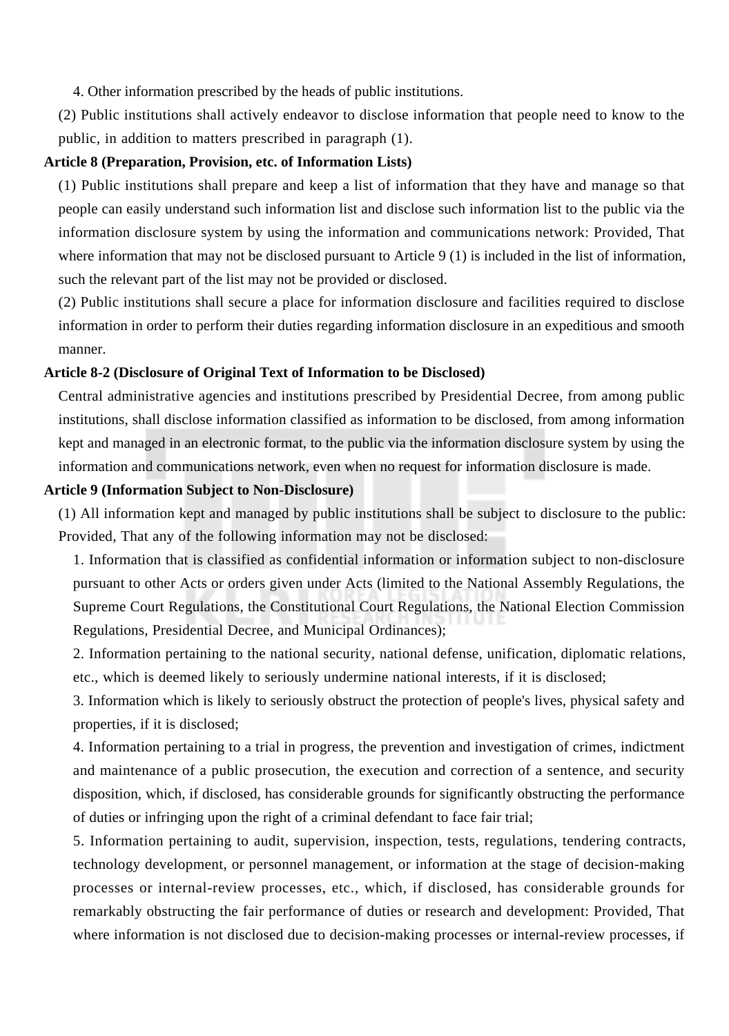4. Other information prescribed by the heads of public institutions.

(2) Public institutions shall actively endeavor to disclose information that people need to know to the public, in addition to matters prescribed in paragraph (1).

**Article 8 (Preparation, Provision, etc. of Information Lists)**

(1) Public institutions shall prepare and keep a list of information that they have and manage so that people can easily understand such information list and disclose such information list to the public via the information disclosure system by using the information and communications network: Provided, That where information that may not be disclosed pursuant to Article 9 (1) is included in the list of information, such the relevant part of the list may not be provided or disclosed.

(2) Public institutions shall secure a place for information disclosure and facilities required to disclose information in order to perform their duties regarding information disclosure in an expeditious and smooth manner.

**Article 8-2 (Disclosure of Original Text of Information to be Disclosed)**

Central administrative agencies and institutions prescribed by Presidential Decree, from among public institutions, shall disclose information classified as information to be disclosed, from among information kept and managed in an electronic format, to the public via the information disclosure system by using the information and communications network, even when no request for information disclosure is made.

**Article 9 (Information Subject to Non-Disclosure)**

(1) All information kept and managed by public institutions shall be subject to disclosure to the public: Provided, That any of the following information may not be disclosed:

1. Information that is classified as confidential information or information subject to non-disclosure pursuant to other Acts or orders given under Acts (limited to the National Assembly Regulations, the Supreme Court Regulations, the Constitutional Court Regulations, the National Election Commission Regulations, Presidential Decree, and Municipal Ordinances);

2. Information pertaining to the national security, national defense, unification, diplomatic relations, etc., which is deemed likely to seriously undermine national interests, if it is disclosed;

3. Information which is likely to seriously obstruct the protection of people's lives, physical safety and properties, if it is disclosed;

4. Information pertaining to a trial in progress, the prevention and investigation of crimes, indictment and maintenance of a public prosecution, the execution and correction of a sentence, and security disposition, which, if disclosed, has considerable grounds for significantly obstructing the performance of duties or infringing upon the right of a criminal defendant to face fair trial;

5. Information pertaining to audit, supervision, inspection, tests, regulations, tendering contracts, technology development, or personnel management, or information at the stage of decision-making processes or internal-review processes, etc., which, if disclosed, has considerable grounds for remarkably obstructing the fair performance of duties or research and development: Provided, That where information is not disclosed due to decision-making processes or internal-review processes, if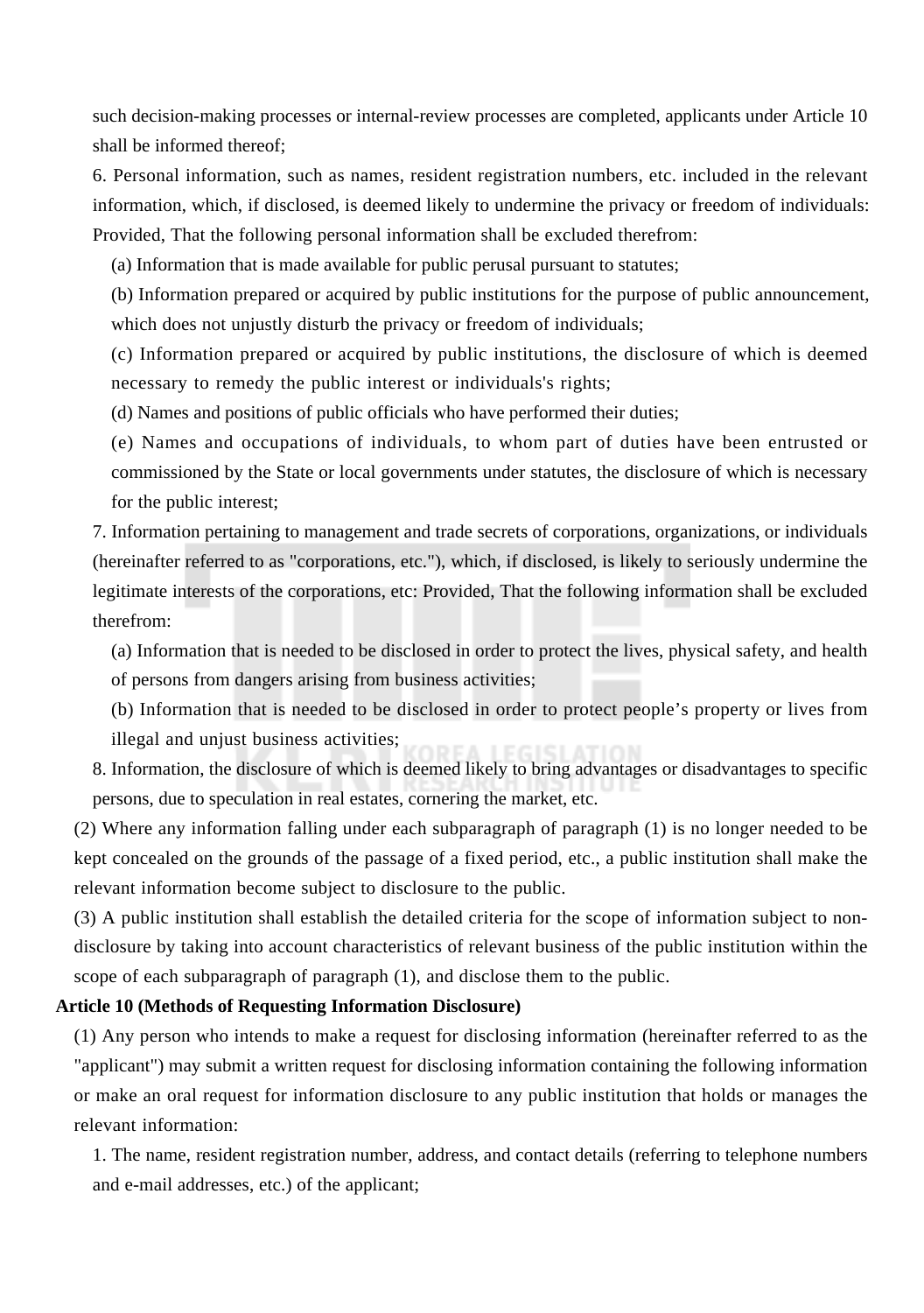such decision-making processes or internal-review processes are completed, applicants under Article 10 shall be informed thereof;

6. Personal information, such as names, resident registration numbers, etc. included in the relevant information, which, if disclosed, is deemed likely to undermine the privacy or freedom of individuals: Provided, That the following personal information shall be excluded therefrom:

(a) Information that is made available for public perusal pursuant to statutes;

(b) Information prepared or acquired by public institutions for the purpose of public announcement, which does not unjustly disturb the privacy or freedom of individuals;

(c) Information prepared or acquired by public institutions, the disclosure of which is deemed necessary to remedy the public interest or individuals's rights;

(d) Names and positions of public officials who have performed their duties;

(e) Names and occupations of individuals, to whom part of duties have been entrusted or commissioned by the State or local governments under statutes, the disclosure of which is necessary for the public interest;

7. Information pertaining to management and trade secrets of corporations, organizations, or individuals (hereinafter referred to as "corporations, etc."), which, if disclosed, is likely to seriously undermine the legitimate interests of the corporations, etc: Provided, That the following information shall be excluded therefrom:

(a) Information that is needed to be disclosed in order to protect the lives, physical safety, and health of persons from dangers arising from business activities;

(b) Information that is needed to be disclosed in order to protect people’s property or lives from illegal and unjust business activities;

8. Information, the disclosure of which is deemed likely to bring advantages or disadvantages to specific persons, due to speculation in real estates, cornering the market, etc.

(2) Where any information falling under each subparagraph of paragraph (1) is no longer needed to be kept concealed on the grounds of the passage of a fixed period, etc., a public institution shall make the relevant information become subject to disclosure to the public.

(3) A public institution shall establish the detailed criteria for the scope of information subject to non-disclosure by taking into account characteristics of relevant business of the public institution within the scope of each subparagraph of paragraph (1), and disclose them to the public.

**Article 10 (Methods of Requesting Information Disclosure)**

(1) Any person who intends to make a request for disclosing information (hereinafter referred to as the "applicant") may submit a written request for disclosing information containing the following information or make an oral request for information disclosure to any public institution that holds or manages the relevant information:

1. The name, resident registration number, address, and contact details (referring to telephone numbers and e-mail addresses, etc.) of the applicant;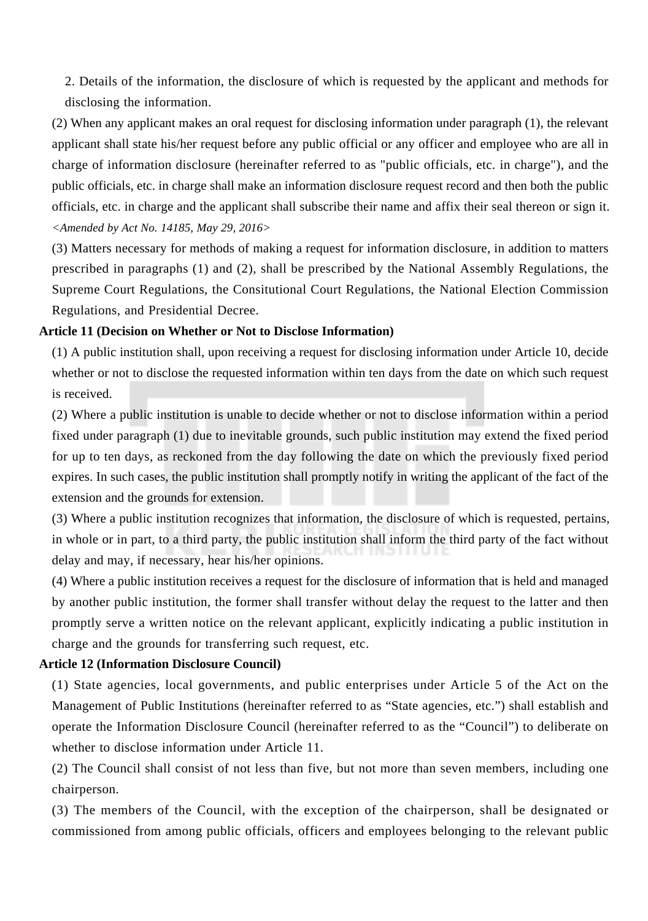2. Details of the information, the disclosure of which is requested by the applicant and methods for disclosing the information.

(2) When any applicant makes an oral request for disclosing information under paragraph (1), the relevant applicant shall state his/her request before any public official or any officer and employee who are all in charge of information disclosure (hereinafter referred to as "public officials, etc. in charge"), and the public officials, etc. in charge shall make an information disclosure request record and then both the public officials, etc. in charge and the applicant shall subscribe their name and affix their seal thereon or sign it. *<Amended by Act No. 14185, May 29, 2016>*

(3) Matters necessary for methods of making a request for information disclosure, in addition to matters prescribed in paragraphs (1) and (2), shall be prescribed by the National Assembly Regulations, the Supreme Court Regulations, the Consitutional Court Regulations, the National Election Commission Regulations, and Presidential Decree.

**Article 11 (Decision on Whether or Not to Disclose Information)**

(1) A public institution shall, upon receiving a request for disclosing information under Article 10, decide whether or not to disclose the requested information within ten days from the date on which such request is received.

(2) Where a public institution is unable to decide whether or not to disclose information within a period fixed under paragraph (1) due to inevitable grounds, such public institution may extend the fixed period for up to ten days, as reckoned from the day following the date on which the previously fixed period expires. In such cases, the public institution shall promptly notify in writing the applicant of the fact of the extension and the grounds for extension.

(3) Where a public institution recognizes that information, the disclosure of which is requested, pertains, in whole or in part, to a third party, the public institution shall inform the third party of the fact without delay and may, if necessary, hear his/her opinions.

(4) Where a public institution receives a request for the disclosure of information that is held and managed by another public institution, the former shall transfer without delay the request to the latter and then promptly serve a written notice on the relevant applicant, explicitly indicating a public institution in charge and the grounds for transferring such request, etc.

**Article 12 (Information Disclosure Council)**

(1) State agencies, local governments, and public enterprises under Article 5 of the Act on the Management of Public Institutions (hereinafter referred to as “State agencies, etc.”) shall establish and operate the Information Disclosure Council (hereinafter referred to as the “Council”) to deliberate on whether to disclose information under Article 11.

(2) The Council shall consist of not less than five, but not more than seven members, including one chairperson.

(3) The members of the Council, with the exception of the chairperson, shall be designated or commissioned from among public officials, officers and employees belonging to the relevant public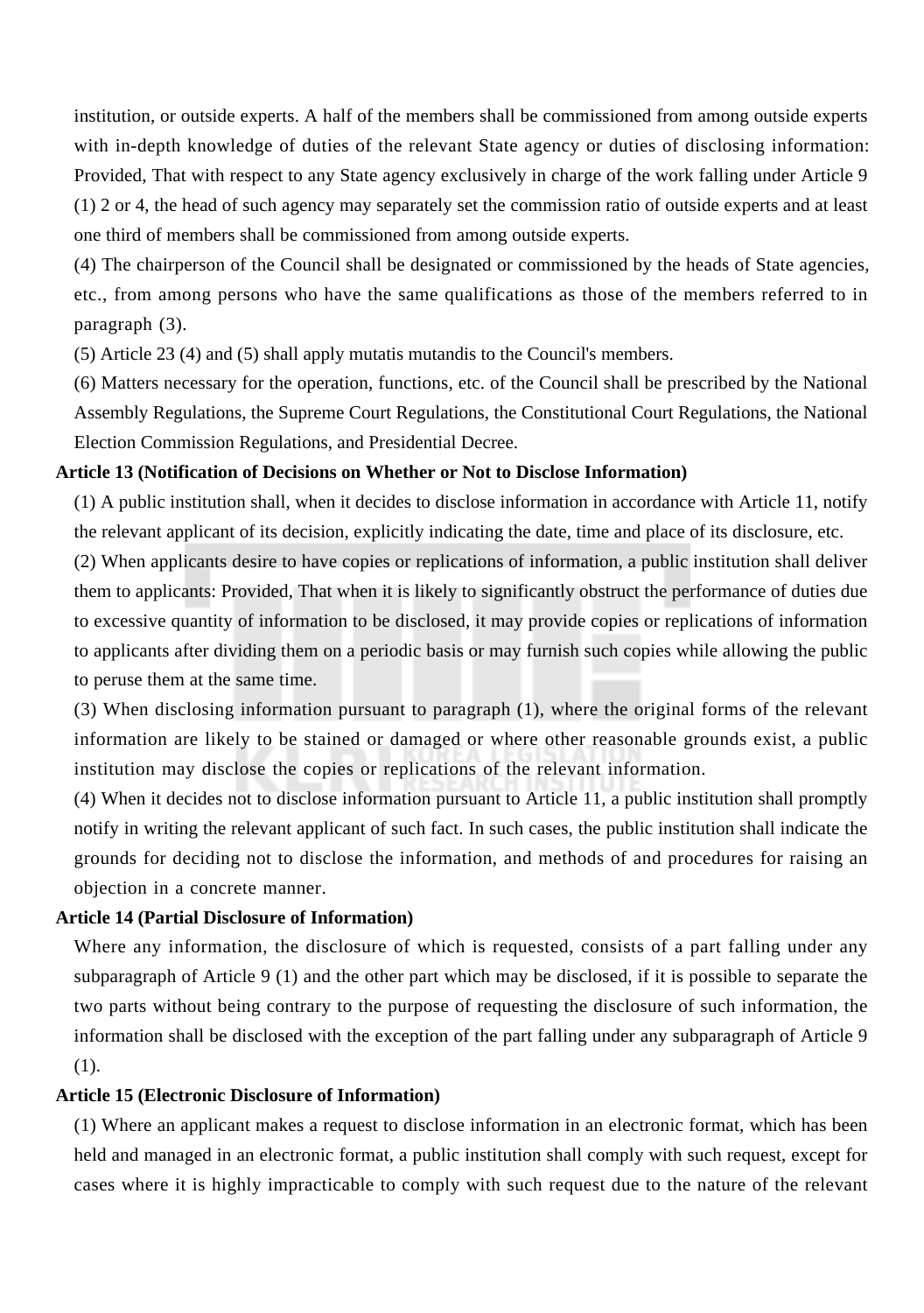institution, or outside experts. A half of the members shall be commissioned from among outside experts with in-depth knowledge of duties of the relevant State agency or duties of disclosing information: Provided, That with respect to any State agency exclusively in charge of the work falling under Article 9 (1) 2 or 4, the head of such agency may separately set the commission ratio of outside experts and at least one third of members shall be commissioned from among outside experts.

(4) The chairperson of the Council shall be designated or commissioned by the heads of State agencies, etc., from among persons who have the same qualifications as those of the members referred to in paragraph (3).

(5) Article 23 (4) and (5) shall apply mutatis mutandis to the Council's members.

(6) Matters necessary for the operation, functions, etc. of the Council shall be prescribed by the National Assembly Regulations, the Supreme Court Regulations, the Constitutional Court Regulations, the National Election Commission Regulations, and Presidential Decree.

**Article 13 (Notification of Decisions on Whether or Not to Disclose Information)**

(1) A public institution shall, when it decides to disclose information in accordance with Article 11, notify the relevant applicant of its decision, explicitly indicating the date, time and place of its disclosure, etc.

(2) When applicants desire to have copies or replications of information, a public institution shall deliver them to applicants: Provided, That when it is likely to significantly obstruct the performance of duties due to excessive quantity of information to be disclosed, it may provide copies or replications of information to applicants after dividing them on a periodic basis or may furnish such copies while allowing the public to peruse them at the same time.

(3) When disclosing information pursuant to paragraph (1), where the original forms of the relevant information are likely to be stained or damaged or where other reasonable grounds exist, a public institution may disclose the copies or replications of the relevant information.

(4) When it decides not to disclose information pursuant to Article 11, a public institution shall promptly notify in writing the relevant applicant of such fact. In such cases, the public institution shall indicate the grounds for deciding not to disclose the information, and methods of and procedures for raising an objection in a concrete manner.

**Article 14 (Partial Disclosure of Information)**

Where any information, the disclosure of which is requested, consists of a part falling under any subparagraph of Article 9 (1) and the other part which may be disclosed, if it is possible to separate the two parts without being contrary to the purpose of requesting the disclosure of such information, the information shall be disclosed with the exception of the part falling under any subparagraph of Article 9 (1).

**Article 15 (Electronic Disclosure of Information)**

(1) Where an applicant makes a request to disclose information in an electronic format, which has been held and managed in an electronic format, a public institution shall comply with such request, except for cases where it is highly impracticable to comply with such request due to the nature of the relevant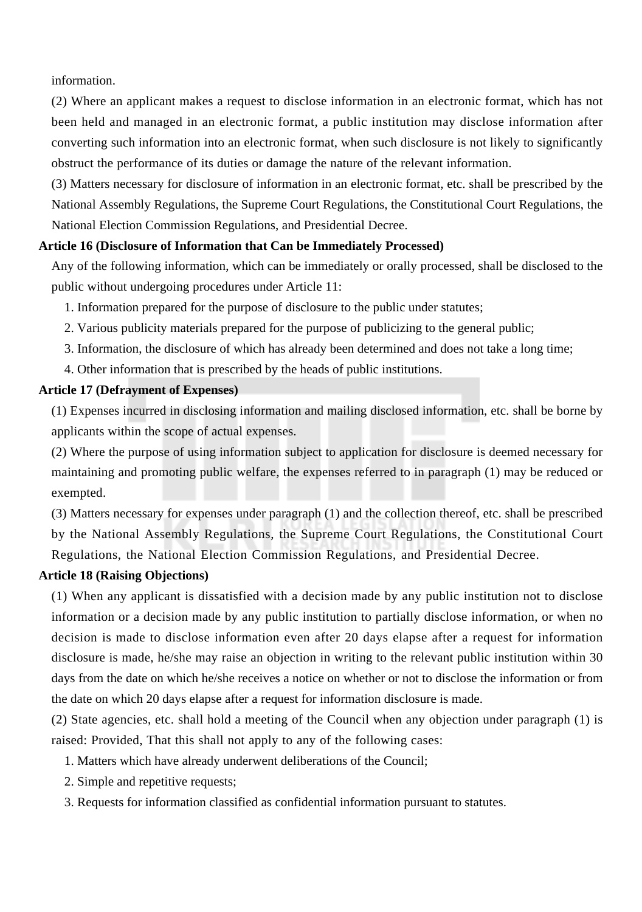information.

(2) Where an applicant makes a request to disclose information in an electronic format, which has not been held and managed in an electronic format, a public institution may disclose information after converting such information into an electronic format, when such disclosure is not likely to significantly obstruct the performance of its duties or damage the nature of the relevant information.

(3) Matters necessary for disclosure of information in an electronic format, etc. shall be prescribed by the National Assembly Regulations, the Supreme Court Regulations, the Constitutional Court Regulations, the National Election Commission Regulations, and Presidential Decree.

**Article 16 (Disclosure of Information that Can be Immediately Processed)**

Any of the following information, which can be immediately or orally processed, shall be disclosed to the public without undergoing procedures under Article 11:

1. Information prepared for the purpose of disclosure to the public under statutes;
2. Various publicity materials prepared for the purpose of publicizing to the general public;
3. Information, the disclosure of which has already been determined and does not take a long time;
4. Other information that is prescribed by the heads of public institutions.

**Article 17 (Defrayment of Expenses)**

(1) Expenses incurred in disclosing information and mailing disclosed information, etc. shall be borne by applicants within the scope of actual expenses.

(2) Where the purpose of using information subject to application for disclosure is deemed necessary for maintaining and promoting public welfare, the expenses referred to in paragraph (1) may be reduced or exempted.

(3) Matters necessary for expenses under paragraph (1) and the collection thereof, etc. shall be prescribed by the National Assembly Regulations, the Supreme Court Regulations, the Constitutional Court Regulations, the National Election Commission Regulations, and Presidential Decree.

**Article 18 (Raising Objections)**

(1) When any applicant is dissatisfied with a decision made by any public institution not to disclose information or a decision made by any public institution to partially disclose information, or when no decision is made to disclose information even after 20 days elapse after a request for information disclosure is made, he/she may raise an objection in writing to the relevant public institution within 30 days from the date on which he/she receives a notice on whether or not to disclose the information or from the date on which 20 days elapse after a request for information disclosure is made.

(2) State agencies, etc. shall hold a meeting of the Council when any objection under paragraph (1) is raised: Provided, That this shall not apply to any of the following cases:

1. Matters which have already underwent deliberations of the Council;
2. Simple and repetitive requests;
3. Requests for information classified as confidential information pursuant to statutes.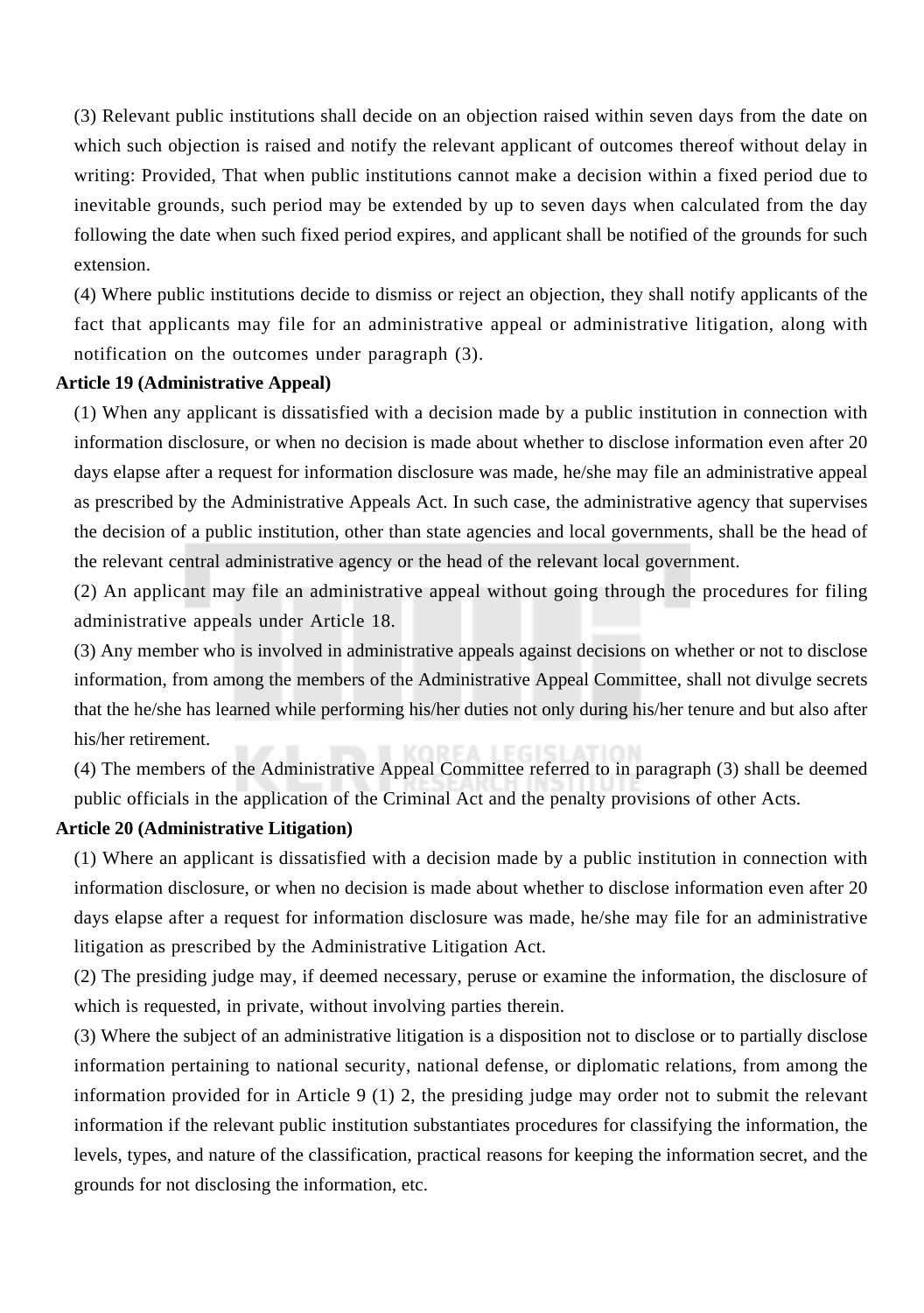(3) Relevant public institutions shall decide on an objection raised within seven days from the date on which such objection is raised and notify the relevant applicant of outcomes thereof without delay in writing: Provided, That when public institutions cannot make a decision within a fixed period due to inevitable grounds, such period may be extended by up to seven days when calculated from the day following the date when such fixed period expires, and applicant shall be notified of the grounds for such extension.

(4) Where public institutions decide to dismiss or reject an objection, they shall notify applicants of the fact that applicants may file for an administrative appeal or administrative litigation, along with notification on the outcomes under paragraph (3).

**Article 19 (Administrative Appeal)**

(1) When any applicant is dissatisfied with a decision made by a public institution in connection with information disclosure, or when no decision is made about whether to disclose information even after 20 days elapse after a request for information disclosure was made, he/she may file an administrative appeal as prescribed by the Administrative Appeals Act. In such case, the administrative agency that supervises the decision of a public institution, other than state agencies and local governments, shall be the head of the relevant central administrative agency or the head of the relevant local government.

(2) An applicant may file an administrative appeal without going through the procedures for filing administrative appeals under Article 18.

(3) Any member who is involved in administrative appeals against decisions on whether or not to disclose information, from among the members of the Administrative Appeal Committee, shall not divulge secrets that the he/she has learned while performing his/her duties not only during his/her tenure and but also after his/her retirement.

(4) The members of the Administrative Appeal Committee referred to in paragraph (3) shall be deemed public officials in the application of the Criminal Act and the penalty provisions of other Acts.

**Article 20 (Administrative Litigation)**

(1) Where an applicant is dissatisfied with a decision made by a public institution in connection with information disclosure, or when no decision is made about whether to disclose information even after 20 days elapse after a request for information disclosure was made, he/she may file for an administrative litigation as prescribed by the Administrative Litigation Act.

(2) The presiding judge may, if deemed necessary, peruse or examine the information, the disclosure of which is requested, in private, without involving parties therein.

(3) Where the subject of an administrative litigation is a disposition not to disclose or to partially disclose information pertaining to national security, national defense, or diplomatic relations, from among the information provided for in Article 9 (1) 2, the presiding judge may order not to submit the relevant information if the relevant public institution substantiates procedures for classifying the information, the levels, types, and nature of the classification, practical reasons for keeping the information secret, and the grounds for not disclosing the information, etc.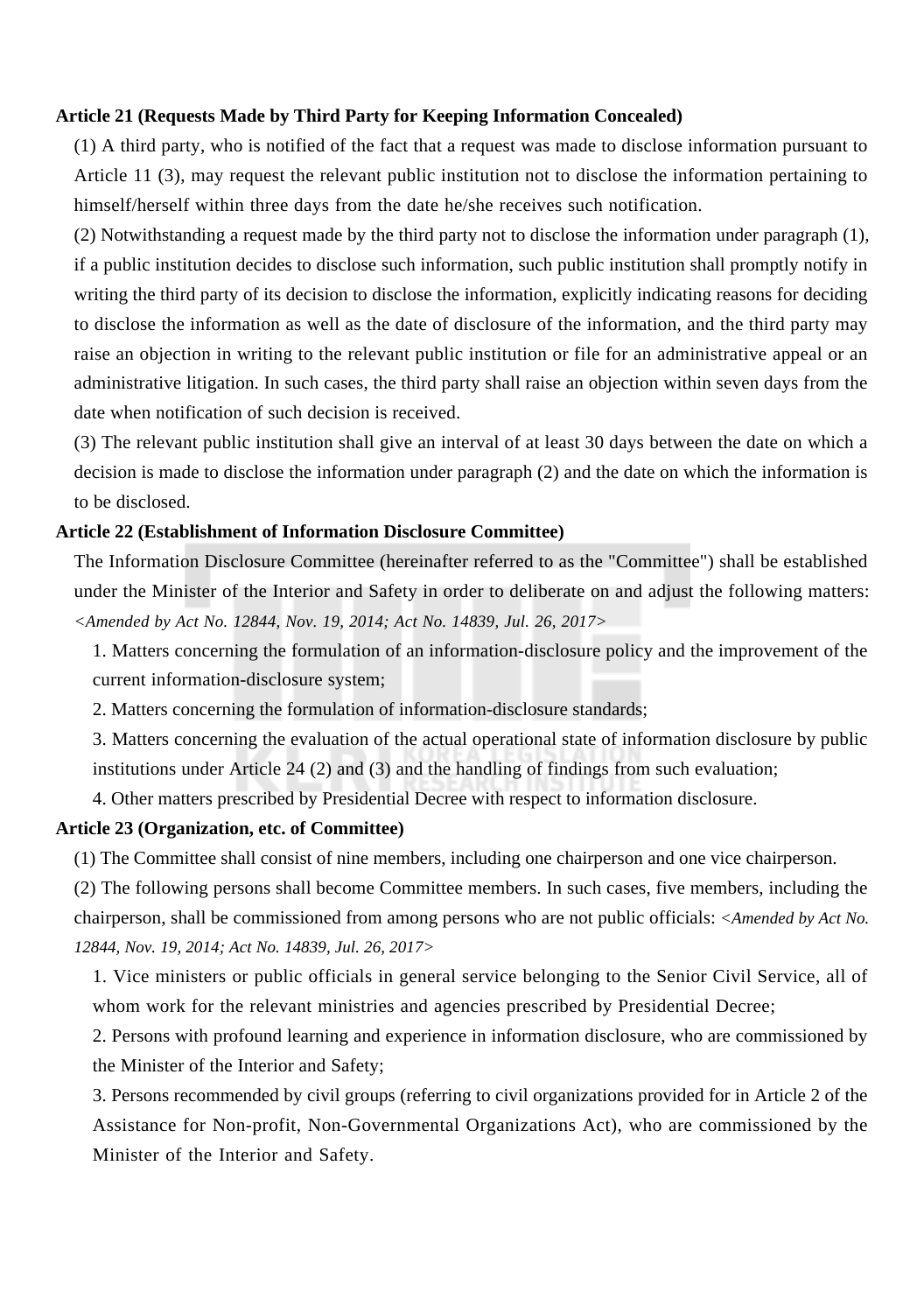**Article 21 (Requests Made by Third Party for Keeping Information Concealed)**

(1) A third party, who is notified of the fact that a request was made to disclose information pursuant to Article 11 (3), may request the relevant public institution not to disclose the information pertaining to himself/herself within three days from the date he/she receives such notification.

(2) Notwithstanding a request made by the third party not to disclose the information under paragraph (1), if a public institution decides to disclose such information, such public institution shall promptly notify in writing the third party of its decision to disclose the information, explicitly indicating reasons for deciding to disclose the information as well as the date of disclosure of the information, and the third party may raise an objection in writing to the relevant public institution or file for an administrative appeal or an administrative litigation. In such cases, the third party shall raise an objection within seven days from the date when notification of such decision is received.

(3) The relevant public institution shall give an interval of at least 30 days between the date on which a decision is made to disclose the information under paragraph (2) and the date on which the information is to be disclosed.

**Article 22 (Establishment of Information Disclosure Committee)**

The Information Disclosure Committee (hereinafter referred to as the "Committee") shall be established under the Minister of the Interior and Safety in order to deliberate on and adjust the following matters: *<Amended by Act No. 12844, Nov. 19, 2014; Act No. 14839, Jul. 26, 2017>*

1. Matters concerning the formulation of an information-disclosure policy and the improvement of the current information-disclosure system;
2. Matters concerning the formulation of information-disclosure standards;
3. Matters concerning the evaluation of the actual operational state of information disclosure by public institutions under Article 24 (2) and (3) and the handling of findings from such evaluation;
4. Other matters prescribed by Presidential Decree with respect to information disclosure.

**Article 23 (Organization, etc. of Committee)**

(1) The Committee shall consist of nine members, including one chairperson and one vice chairperson.

(2) The following persons shall become Committee members. In such cases, five members, including the chairperson, shall be commissioned from among persons who are not public officials: *<Amended by Act No. 12844, Nov. 19, 2014; Act No. 14839, Jul. 26, 2017>*

1. Vice ministers or public officials in general service belonging to the Senior Civil Service, all of whom work for the relevant ministries and agencies prescribed by Presidential Decree;
2. Persons with profound learning and experience in information disclosure, who are commissioned by the Minister of the Interior and Safety;
3. Persons recommended by civil groups (referring to civil organizations provided for in Article 2 of the Assistance for Non-profit, Non-Governmental Organizations Act), who are commissioned by the Minister of the Interior and Safety.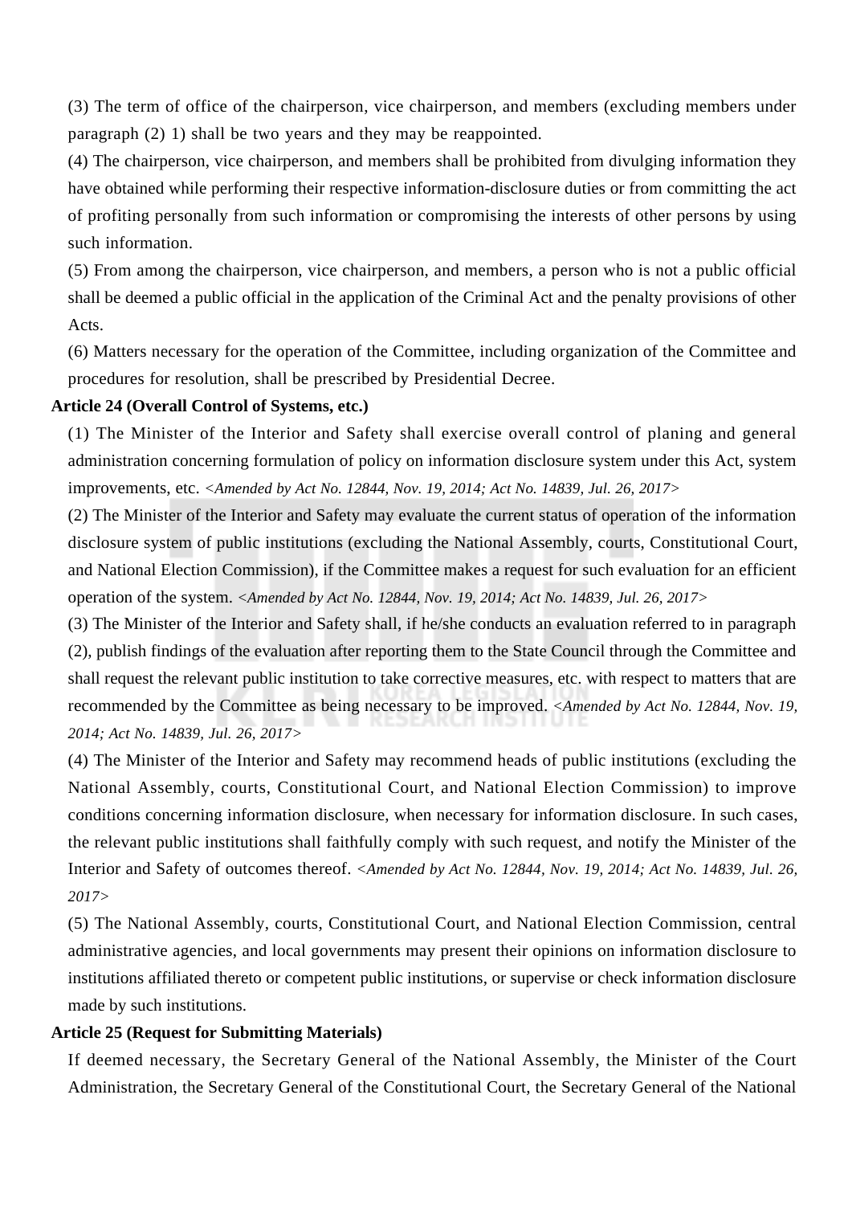(3) The term of office of the chairperson, vice chairperson, and members (excluding members under paragraph (2) 1) shall be two years and they may be reappointed.

(4) The chairperson, vice chairperson, and members shall be prohibited from divulging information they have obtained while performing their respective information-disclosure duties or from committing the act of profiting personally from such information or compromising the interests of other persons by using such information.

(5) From among the chairperson, vice chairperson, and members, a person who is not a public official shall be deemed a public official in the application of the Criminal Act and the penalty provisions of other Acts.

(6) Matters necessary for the operation of the Committee, including organization of the Committee and procedures for resolution, shall be prescribed by Presidential Decree.

**Article 24 (Overall Control of Systems, etc.)**

(1) The Minister of the Interior and Safety shall exercise overall control of planing and general administration concerning formulation of policy on information disclosure system under this Act, system improvements, etc. *<Amended by Act No. 12844, Nov. 19, 2014; Act No. 14839, Jul. 26, 2017>*

(2) The Minister of the Interior and Safety may evaluate the current status of operation of the information disclosure system of public institutions (excluding the National Assembly, courts, Constitutional Court, and National Election Commission), if the Committee makes a request for such evaluation for an efficient operation of the system. *<Amended by Act No. 12844, Nov. 19, 2014; Act No. 14839, Jul. 26, 2017>*

(3) The Minister of the Interior and Safety shall, if he/she conducts an evaluation referred to in paragraph (2), publish findings of the evaluation after reporting them to the State Council through the Committee and shall request the relevant public institution to take corrective measures, etc. with respect to matters that are recommended by the Committee as being necessary to be improved. *<Amended by Act No. 12844, Nov. 19, 2014; Act No. 14839, Jul. 26, 2017>*

(4) The Minister of the Interior and Safety may recommend heads of public institutions (excluding the National Assembly, courts, Constitutional Court, and National Election Commission) to improve conditions concerning information disclosure, when necessary for information disclosure. In such cases, the relevant public institutions shall faithfully comply with such request, and notify the Minister of the Interior and Safety of outcomes thereof. *<Amended by Act No. 12844, Nov. 19, 2014; Act No. 14839, Jul. 26, 2017>*

(5) The National Assembly, courts, Constitutional Court, and National Election Commission, central administrative agencies, and local governments may present their opinions on information disclosure to institutions affiliated thereto or competent public institutions, or supervise or check information disclosure made by such institutions.

**Article 25 (Request for Submitting Materials)**

If deemed necessary, the Secretary General of the National Assembly, the Minister of the Court Administration, the Secretary General of the Constitutional Court, the Secretary General of the National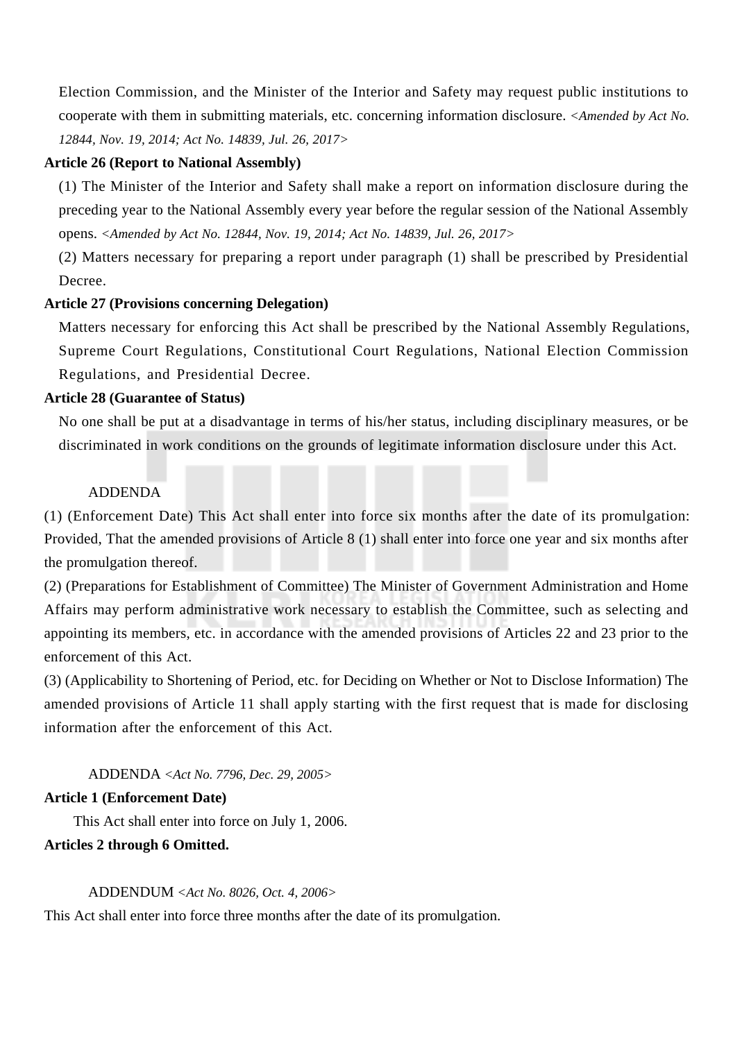Election Commission, and the Minister of the Interior and Safety may request public institutions to cooperate with them in submitting materials, etc. concerning information disclosure. *<Amended by Act No. 12844, Nov. 19, 2014; Act No. 14839, Jul. 26, 2017>*

**Article 26 (Report to National Assembly)**

(1) The Minister of the Interior and Safety shall make a report on information disclosure during the preceding year to the National Assembly every year before the regular session of the National Assembly opens. *<Amended by Act No. 12844, Nov. 19, 2014; Act No. 14839, Jul. 26, 2017>*

(2) Matters necessary for preparing a report under paragraph (1) shall be prescribed by Presidential Decree.

**Article 27 (Provisions concerning Delegation)**

Matters necessary for enforcing this Act shall be prescribed by the National Assembly Regulations, Supreme Court Regulations, Constitutional Court Regulations, National Election Commission Regulations, and Presidential Decree.

**Article 28 (Guarantee of Status)**

No one shall be put at a disadvantage in terms of his/her status, including disciplinary measures, or be discriminated in work conditions on the grounds of legitimate information disclosure under this Act.

ADDENDA

(1) (Enforcement Date) This Act shall enter into force six months after the date of its promulgation: Provided, That the amended provisions of Article 8 (1) shall enter into force one year and six months after the promulgation thereof.

(2) (Preparations for Establishment of Committee) The Minister of Government Administration and Home Affairs may perform administrative work necessary to establish the Committee, such as selecting and appointing its members, etc. in accordance with the amended provisions of Articles 22 and 23 prior to the enforcement of this Act.

(3) (Applicability to Shortening of Period, etc. for Deciding on Whether or Not to Disclose Information) The amended provisions of Article 11 shall apply starting with the first request that is made for disclosing information after the enforcement of this Act.

ADDENDA *<Act No. 7796, Dec. 29, 2005>*

**Article 1 (Enforcement Date)**

This Act shall enter into force on July 1, 2006.

**Articles 2 through 6 Omitted.**

ADDENDUM *<Act No. 8026, Oct. 4, 2006>*

This Act shall enter into force three months after the date of its promulgation.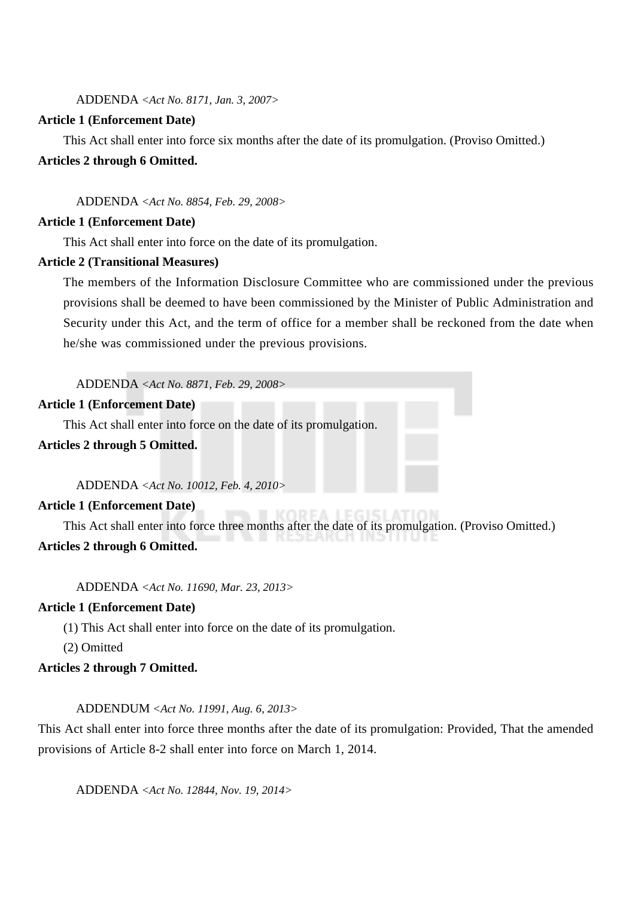ADDENDA <*Act No. 8171, Jan. 3, 2007*>

**Article 1 (Enforcement Date)**

This Act shall enter into force six months after the date of its promulgation. (Proviso Omitted.)

**Articles 2 through 6 Omitted.**

ADDENDA <*Act No. 8854, Feb. 29, 2008*>

**Article 1 (Enforcement Date)**

This Act shall enter into force on the date of its promulgation.

**Article 2 (Transitional Measures)**

The members of the Information Disclosure Committee who are commissioned under the previous provisions shall be deemed to have been commissioned by the Minister of Public Administration and Security under this Act, and the term of office for a member shall be reckoned from the date when he/she was commissioned under the previous provisions.

ADDENDA <*Act No. 8871, Feb. 29, 2008*>

**Article 1 (Enforcement Date)**

This Act shall enter into force on the date of its promulgation.

**Articles 2 through 5 Omitted.**

ADDENDA <*Act No. 10012, Feb. 4, 2010*>

**Article 1 (Enforcement Date)**

This Act shall enter into force three months after the date of its promulgation. (Proviso Omitted.)

**Articles 2 through 6 Omitted.**

ADDENDA <*Act No. 11690, Mar. 23, 2013*>

**Article 1 (Enforcement Date)**

(1) This Act shall enter into force on the date of its promulgation.

(2) Omitted

**Articles 2 through 7 Omitted.**

ADDENDUM <*Act No. 11991, Aug. 6, 2013*>

This Act shall enter into force three months after the date of its promulgation: Provided, That the amended provisions of Article 8-2 shall enter into force on March 1, 2014.

ADDENDA <*Act No. 12844, Nov. 19, 2014*>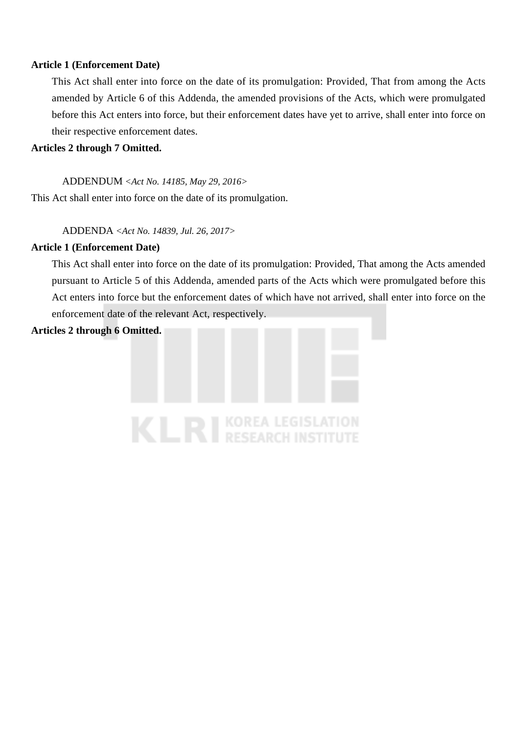**Article 1 (Enforcement Date)**

This Act shall enter into force on the date of its promulgation: Provided, That from among the Acts amended by Article 6 of this Addenda, the amended provisions of the Acts, which were promulgated before this Act enters into force, but their enforcement dates have yet to arrive, shall enter into force on their respective enforcement dates.

**Articles 2 through 7 Omitted.**

ADDENDUM *<Act No. 14185, May 29, 2016>*

This Act shall enter into force on the date of its promulgation.

ADDENDA *<Act No. 14839, Jul. 26, 2017>*

**Article 1 (Enforcement Date)**

This Act shall enter into force on the date of its promulgation: Provided, That among the Acts amended pursuant to Article 5 of this Addenda, amended parts of the Acts which were promulgated before this Act enters into force but the enforcement dates of which have not arrived, shall enter into force on the enforcement date of the relevant Act, respectively.

**Articles 2 through 6 Omitted.**